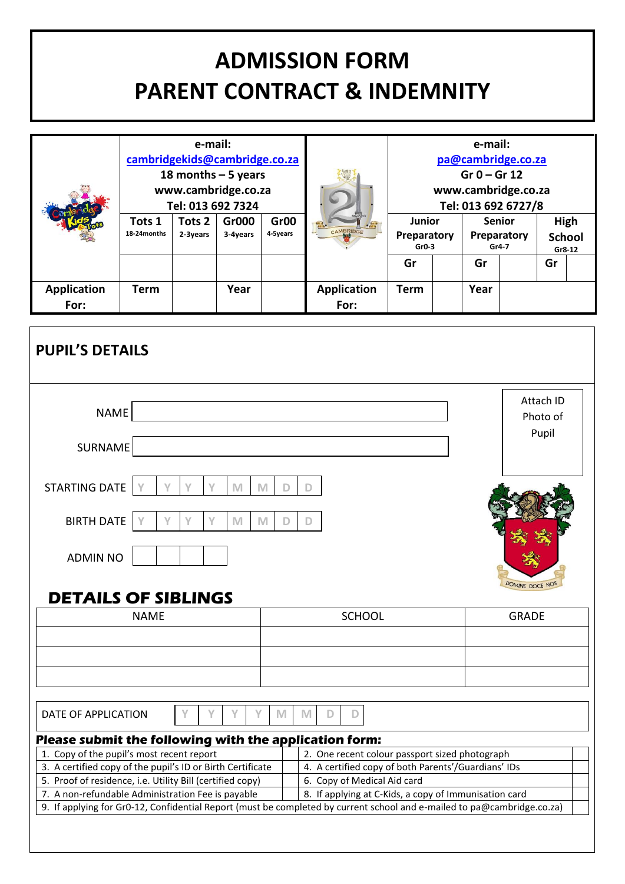# ADMISSION FORM
# PARENT CONTRACT & INDEMNITY

| | e-mail: cambridgekids@cambridge.co.za 18 months – 5 years www.cambridge.co.za Tel: 013 692 7324 | | | | | e-mail: pa@cambridge.co.za Gr 0 – Gr 12 www.cambridge.co.za Tel: 013 692 6727/8 | | | | | |
|---|---|---|---|---|---|---|---|---|---|---|---|
| | Tots 1 18-24months | Tots 2 2-3years | Gr000 3-4years | Gr00 4-5years | | Junior Preparatory Gr0-3 | | Senior Preparatory Gr4-7 | | High School Gr8-12 | |
| | | | | | | Gr | | Gr | | Gr | |
| Application For: | Term | | Year | | Application For: | Term | | Year | | | |

## PUPIL'S DETAILS

NAME

SURNAME

STARTING DATE Y Y Y Y M M D D

BIRTH DATE Y Y Y Y M M D D

ADMIN NO

Attach ID Photo of Pupil

DOMINE DOCE NOS

## DETAILS OF SIBLINGS

| NAME | SCHOOL | GRADE |
|---|---|---|
| | | |
| | | |
| | | |

DATE OF APPLICATION Y Y Y Y M M D D

**Please submit the following with the application form:**

| | | | |
|---|---|---|---|
| 1. Copy of the pupil's most recent report | | 2. One recent colour passport sized photograph | |
| 3. A certified copy of the pupil's ID or Birth Certificate | | 4. A certified copy of both Parents'/Guardians' IDs | |
| 5. Proof of residence, i.e. Utility Bill (certified copy) | | 6. Copy of Medical Aid card | |
| 7. A non-refundable Administration Fee is payable | | 8. If applying at C-Kids, a copy of Immunisation card | |
| 9. If applying for Gr0-12, Confidential Report (must be completed by current school and e-mailed to pa@cambridge.co.za) | | | |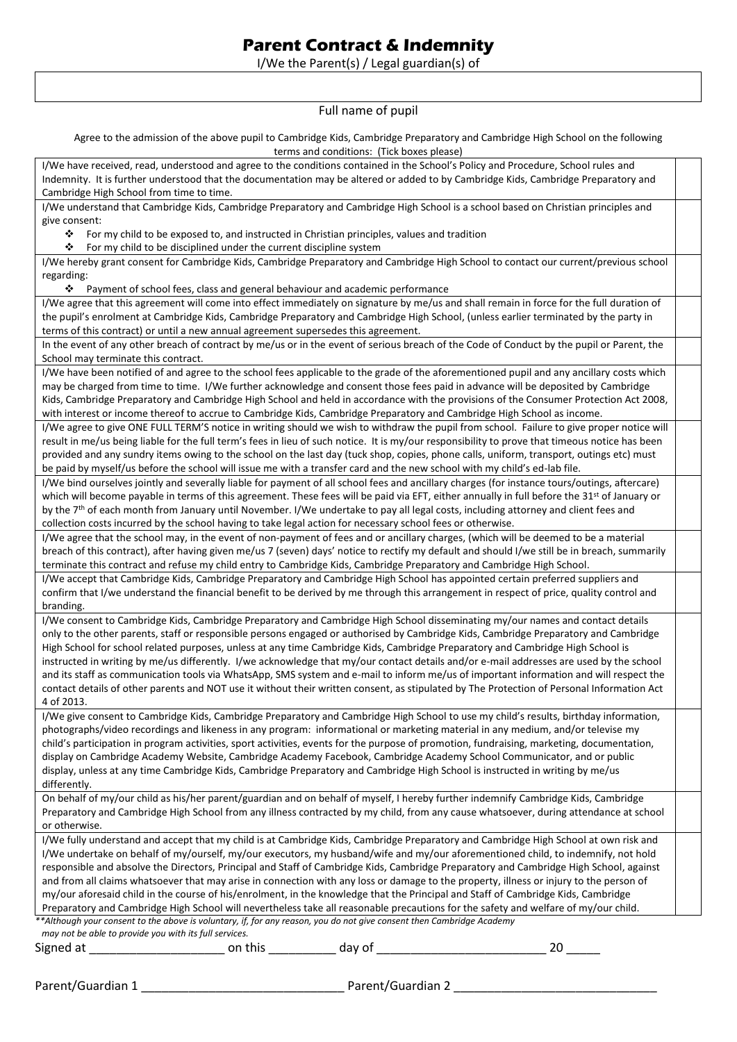# Parent Contract & Indemnity

I/We the Parent(s) / Legal guardian(s) of

| |
|---|
| |

Full name of pupil

Agree to the admission of the above pupil to Cambridge Kids, Cambridge Preparatory and Cambridge High School on the following terms and conditions: (Tick boxes please)

| Terms and conditions | Tick |
|---|---|
| I/We have received, read, understood and agree to the conditions contained in the School's Policy and Procedure, School rules and Indemnity. It is further understood that the documentation may be altered or added to by Cambridge Kids, Cambridge Preparatory and Cambridge High School from time to time. | |
| I/We understand that Cambridge Kids, Cambridge Preparatory and Cambridge High School is a school based on Christian principles and give consent:<br>❖ For my child to be exposed to, and instructed in Christian principles, values and tradition<br>❖ For my child to be disciplined under the current discipline system | |
| I/We hereby grant consent for Cambridge Kids, Cambridge Preparatory and Cambridge High School to contact our current/previous school regarding:<br>❖ Payment of school fees, class and general behaviour and academic performance | |
| I/We agree that this agreement will come into effect immediately on signature by me/us and shall remain in force for the full duration of the pupil's enrolment at Cambridge Kids, Cambridge Preparatory and Cambridge High School, (unless earlier terminated by the party in terms of this contract) or until a new annual agreement supersedes this agreement. | |
| In the event of any other breach of contract by me/us or in the event of serious breach of the Code of Conduct by the pupil or Parent, the School may terminate this contract. | |
| I/We have been notified of and agree to the school fees applicable to the grade of the aforementioned pupil and any ancillary costs which may be charged from time to time. I/We further acknowledge and consent those fees paid in advance will be deposited by Cambridge Kids, Cambridge Preparatory and Cambridge High School and held in accordance with the provisions of the Consumer Protection Act 2008, with interest or income thereof to accrue to Cambridge Kids, Cambridge Preparatory and Cambridge High School as income. | |
| I/We agree to give ONE FULL TERM'S notice in writing should we wish to withdraw the pupil from school. Failure to give proper notice will result in me/us being liable for the full term's fees in lieu of such notice. It is my/our responsibility to prove that timeous notice has been provided and any sundry items owing to the school on the last day (tuck shop, copies, phone calls, uniform, transport, outings etc) must be paid by myself/us before the school will issue me with a transfer card and the new school with my child's ed-lab file. | |
| I/We bind ourselves jointly and severally liable for payment of all school fees and ancillary charges (for instance tours/outings, aftercare) which will become payable in terms of this agreement. These fees will be paid via EFT, either annually in full before the 31st of January or by the 7th of each month from January until November. I/We undertake to pay all legal costs, including attorney and client fees and collection costs incurred by the school having to take legal action for necessary school fees or otherwise. | |
| I/We agree that the school may, in the event of non-payment of fees and or ancillary charges, (which will be deemed to be a material breach of this contract), after having given me/us 7 (seven) days' notice to rectify my default and should I/We still be in breach, summarily terminate this contract and refuse my child entry to Cambridge Kids, Cambridge Preparatory and Cambridge High School. | |
| I/We accept that Cambridge Kids, Cambridge Preparatory and Cambridge High School has appointed certain preferred suppliers and confirm that I/we understand the financial benefit to be derived by me through this arrangement in respect of price, quality control and branding. | |
| I/We consent to Cambridge Kids, Cambridge Preparatory and Cambridge High School disseminating my/our names and contact details only to the other parents, staff or responsible persons engaged or authorised by Cambridge Kids, Cambridge Preparatory and Cambridge High School for school related purposes, unless at any time Cambridge Kids, Cambridge Preparatory and Cambridge High School is instructed in writing by me/us differently. I/we acknowledge that my/our contact details and/or e-mail addresses are used by the school and its staff as communication tools via WhatsApp, SMS system and e-mail to inform me/us of important information and will respect the contact details of other parents and NOT use it without their written consent, as stipulated by The Protection of Personal Information Act 4 of 2013. | |
| I/We give consent to Cambridge Kids, Cambridge Preparatory and Cambridge High School to use my child's results, birthday information, photographs/video recordings and likeness in any program: informational or marketing material in any medium, and/or televise my child's participation in program activities, sport activities, events for the purpose of promotion, fundraising, marketing, documentation, display on Cambridge Academy Website, Cambridge Academy Facebook, Cambridge Academy School Communicator, and or public display, unless at any time Cambridge Kids, Cambridge Preparatory and Cambridge High School is instructed in writing by me/us differently. | |
| On behalf of my/our child as his/her parent/guardian and on behalf of myself, I hereby further indemnify Cambridge Kids, Cambridge Preparatory and Cambridge High School from any illness contracted by my child, from any cause whatsoever, during attendance at school or otherwise. | |
| I/We fully understand and accept that my child is at Cambridge Kids, Cambridge Preparatory and Cambridge High School at own risk and I/We undertake on behalf of my/ourself, my/our executors, my husband/wife and my/our aforementioned child, to indemnify, not hold responsible and absolve the Directors, Principal and Staff of Cambridge Kids, Cambridge Preparatory and Cambridge High School, against and from all claims whatsoever that may arise in connection with any loss or damage to the property, illness or injury to the person of my/our aforesaid child in the course of his/enrolment, in the knowledge that the Principal and Staff of Cambridge Kids, Cambridge Preparatory and Cambridge High School will nevertheless take all reasonable precautions for the safety and welfare of my/our child. | |

*\*\*Although your consent to the above is voluntary, if, for any reason, you do not give consent then Cambridge Academy may not be able to provide you with its full services.*

Signed at ____________________ on this __________ day of _________________________ 20 _____

Parent/Guardian 1 ______________________________ Parent/Guardian 2 ______________________________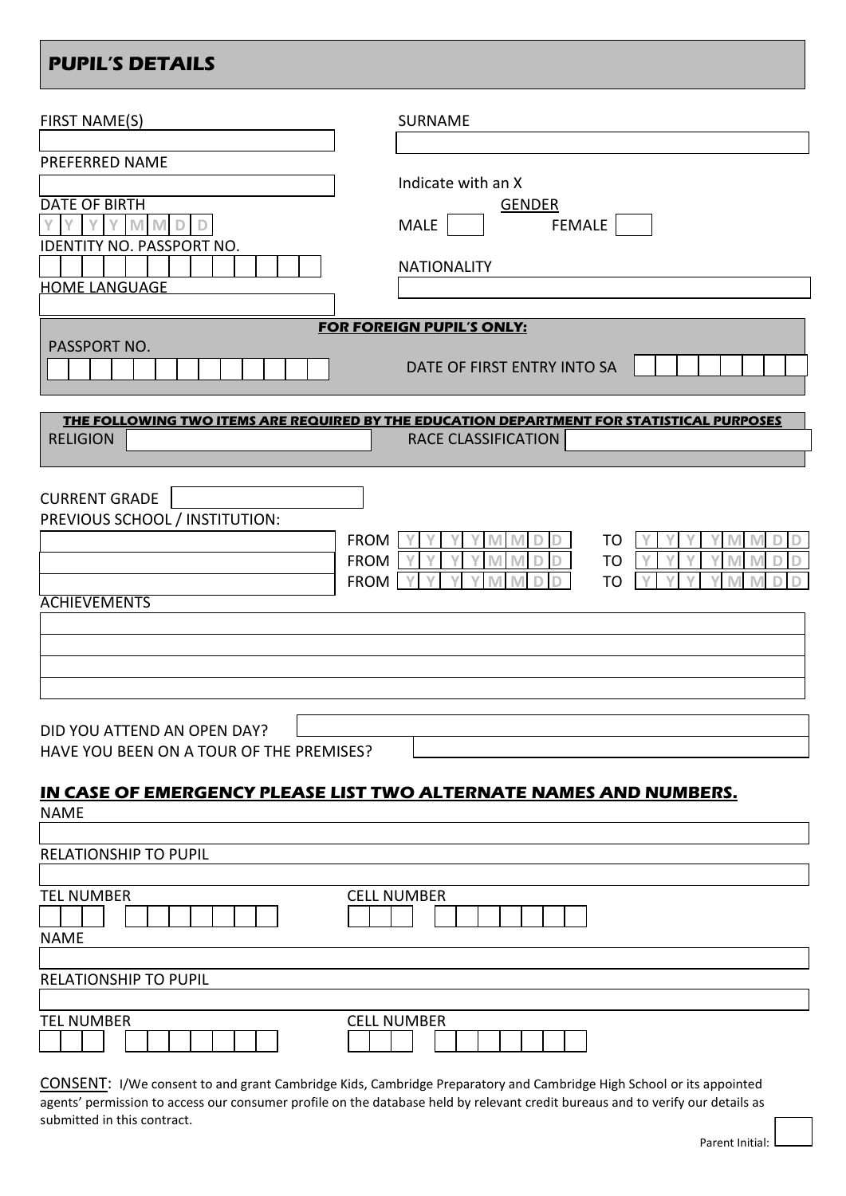## PUPIL'S DETAILS

FIRST NAME(S)

SURNAME

PREFERRED NAME

Indicate with an X

GENDER

MALE | FEMALE

DATE OF BIRTH

Y Y Y Y M M D D

IDENTITY NO. PASSPORT NO.

NATIONALITY

HOME LANGUAGE

**FOR FOREIGN PUPIL'S ONLY:**

PASSPORT NO.

DATE OF FIRST ENTRY INTO SA

**THE FOLLOWING TWO ITEMS ARE REQUIRED BY THE EDUCATION DEPARTMENT FOR STATISTICAL PURPOSES**

RELIGION

RACE CLASSIFICATION

CURRENT GRADE

PREVIOUS SCHOOL / INSTITUTION:

| | FROM | | TO | |
|---|---|---|---|---|
| | FROM | Y Y Y Y M M D D | TO | Y Y Y Y M M D D |
| | FROM | Y Y Y Y M M D D | TO | Y Y Y Y M M D D |
| | FROM | Y Y Y Y M M D D | TO | Y Y Y Y M M D D |

ACHIEVEMENTS

DID YOU ATTEND AN OPEN DAY?

HAVE YOU BEEN ON A TOUR OF THE PREMISES?

## IN CASE OF EMERGENCY PLEASE LIST TWO ALTERNATE NAMES AND NUMBERS.

NAME

RELATIONSHIP TO PUPIL

TEL NUMBER

CELL NUMBER

NAME

RELATIONSHIP TO PUPIL

TEL NUMBER

CELL NUMBER

CONSENT: I/We consent to and grant Cambridge Kids, Cambridge Preparatory and Cambridge High School or its appointed agents' permission to access our consumer profile on the database held by relevant credit bureaus and to verify our details as submitted in this contract.

Parent Initial: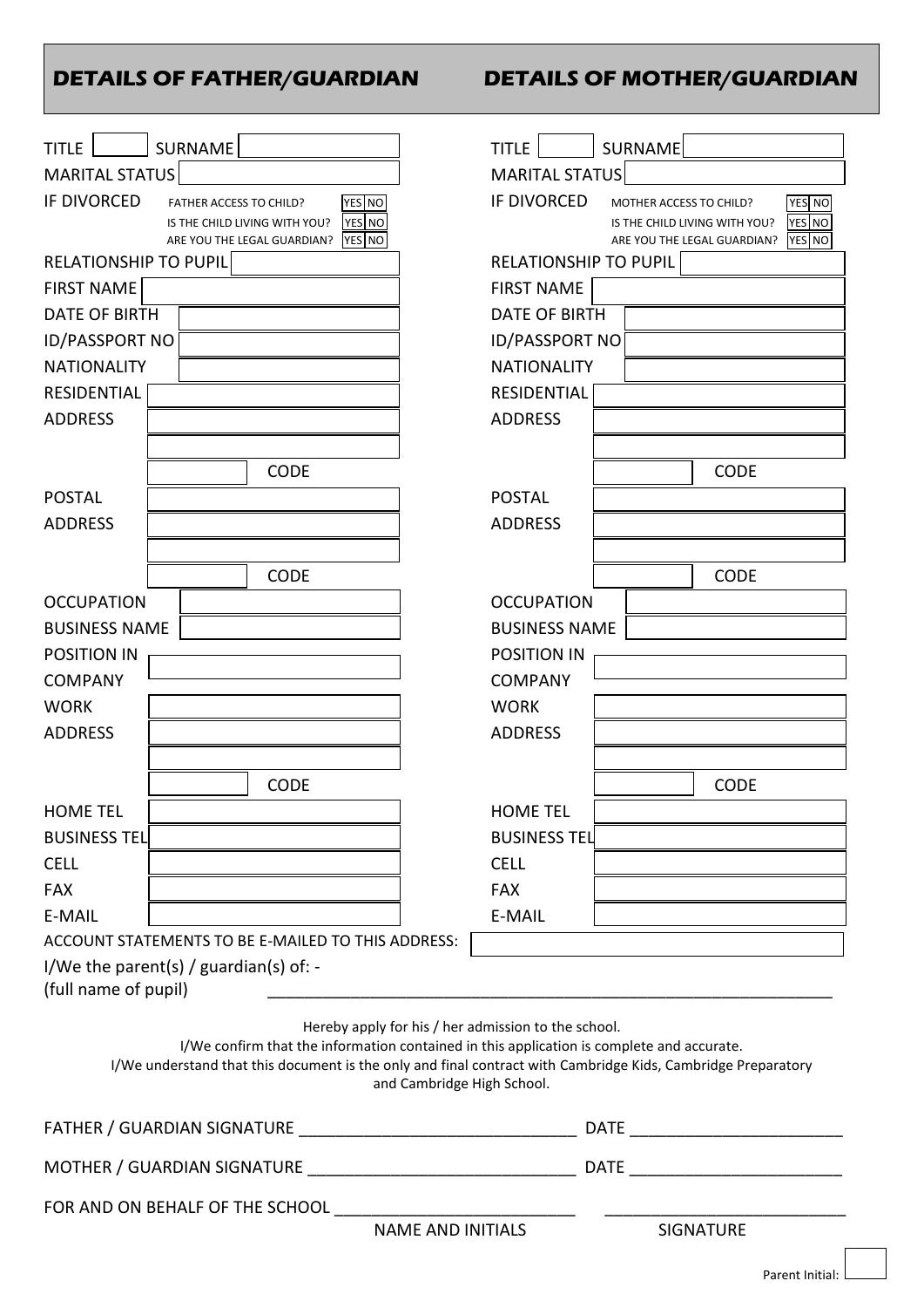| DETAILS OF FATHER/GUARDIAN | | DETAILS OF MOTHER/GUARDIAN | |
|---|---|---|---|
| TITLE | SURNAME | TITLE | SURNAME |
| MARITAL STATUS | | MARITAL STATUS | |
| IF DIVORCED | FATHER ACCESS TO CHILD? YES NO | IF DIVORCED | MOTHER ACCESS TO CHILD? YES NO |
| | IS THE CHILD LIVING WITH YOU? YES NO | | IS THE CHILD LIVING WITH YOU? YES NO |
| | ARE YOU THE LEGAL GUARDIAN? YES NO | | ARE YOU THE LEGAL GUARDIAN? YES NO |
| RELATIONSHIP TO PUPIL | | RELATIONSHIP TO PUPIL | |
| FIRST NAME | | FIRST NAME | |
| DATE OF BIRTH | | DATE OF BIRTH | |
| ID/PASSPORT NO | | ID/PASSPORT NO | |
| NATIONALITY | | NATIONALITY | |
| RESIDENTIAL ADDRESS | | RESIDENTIAL ADDRESS | |
| | CODE | | CODE |
| POSTAL ADDRESS | | POSTAL ADDRESS | |
| | CODE | | CODE |
| OCCUPATION | | OCCUPATION | |
| BUSINESS NAME | | BUSINESS NAME | |
| POSITION IN COMPANY | | POSITION IN COMPANY | |
| WORK ADDRESS | | WORK ADDRESS | |
| | CODE | | CODE |
| HOME TEL | | HOME TEL | |
| BUSINESS TEL | | BUSINESS TEL | |
| CELL | | CELL | |
| FAX | | FAX | |
| E-MAIL | | E-MAIL | |

ACCOUNT STATEMENTS TO BE E-MAILED TO THIS ADDRESS: ____________________

I/We the parent(s) / guardian(s) of: -
(full name of pupil) ____________________________________________

Hereby apply for his / her admission to the school.
I/We confirm that the information contained in this application is complete and accurate.
I/We understand that this document is the only and final contract with Cambridge Kids, Cambridge Preparatory and Cambridge High School.

FATHER / GUARDIAN SIGNATURE ____________________________ DATE ______________________

MOTHER / GUARDIAN SIGNATURE ____________________________ DATE ______________________

FOR AND ON BEHALF OF THE SCHOOL ________________________ ________________________

NAME AND INITIALS SIGNATURE

Parent Initial: ______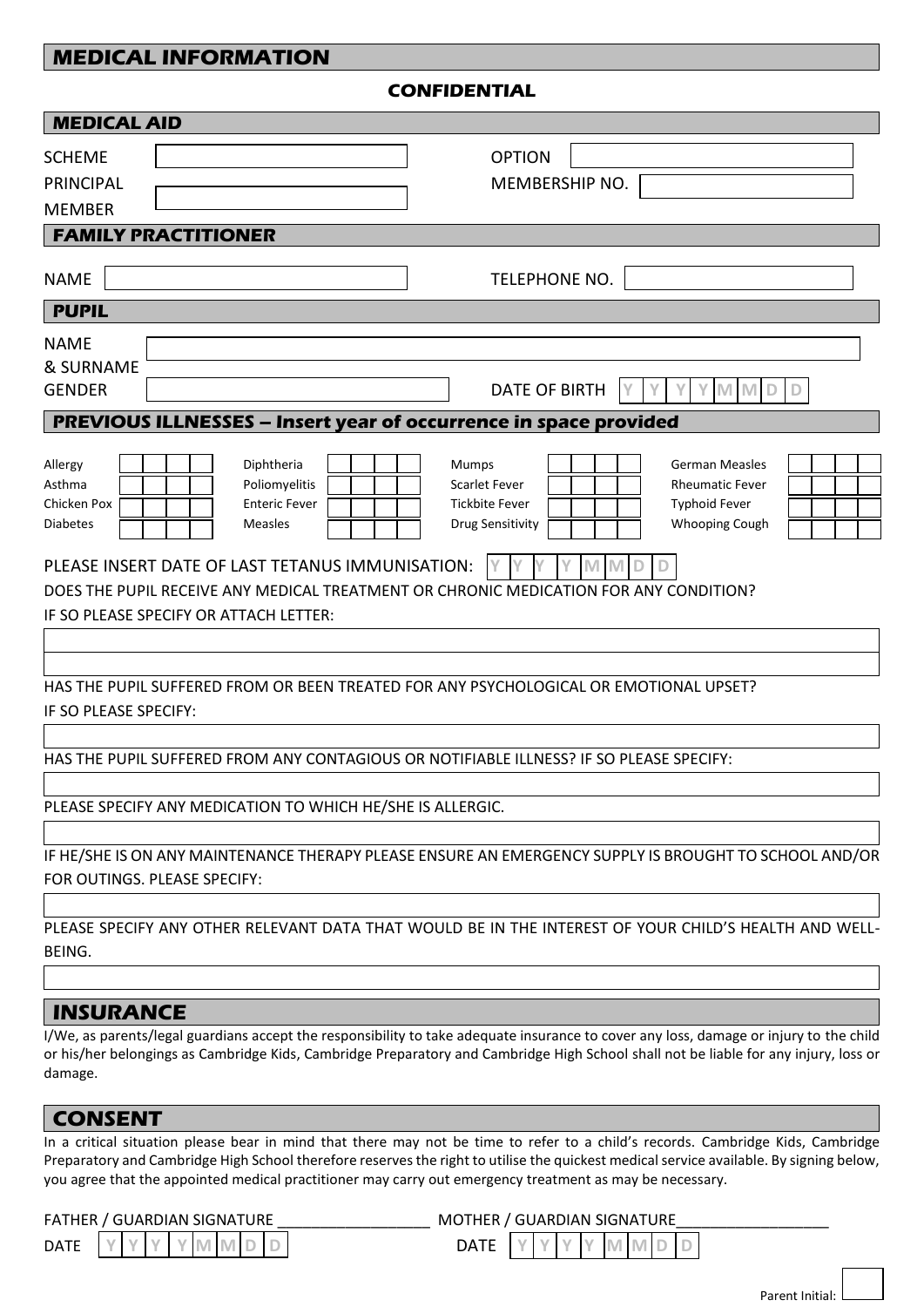# MEDICAL INFORMATION

**CONFIDENTIAL**

## MEDICAL AID

SCHEME ____________________ OPTION ____________________

PRINCIPAL MEMBER ____________________ MEMBERSHIP NO. ____________________

## FAMILY PRACTITIONER

NAME ____________________ TELEPHONE NO. ____________________

## PUPIL

NAME & SURNAME ________________________________________

GENDER ____________________ DATE OF BIRTH Y Y Y Y M M D D

## PREVIOUS ILLNESSES – Insert year of occurrence in space provided

| Illness | Year | Illness | Year | Illness | Year | Illness | Year |
|---|---|---|---|---|---|---|---|
| Allergy | | Diphtheria | | Mumps | | German Measles | |
| Asthma | | Poliomyelitis | | Scarlet Fever | | Rheumatic Fever | |
| Chicken Pox | | Enteric Fever | | Tickbite Fever | | Typhoid Fever | |
| Diabetes | | Measles | | Drug Sensitivity | | Whooping Cough | |

PLEASE INSERT DATE OF LAST TETANUS IMMUNISATION: Y Y Y Y M M D D

DOES THE PUPIL RECEIVE ANY MEDICAL TREATMENT OR CHRONIC MEDICATION FOR ANY CONDITION?
IF SO PLEASE SPECIFY OR ATTACH LETTER:

________________________________________

________________________________________

HAS THE PUPIL SUFFERED FROM OR BEEN TREATED FOR ANY PSYCHOLOGICAL OR EMOTIONAL UPSET?
IF SO PLEASE SPECIFY:

________________________________________

HAS THE PUPIL SUFFERED FROM ANY CONTAGIOUS OR NOTIFIABLE ILLNESS? IF SO PLEASE SPECIFY:

________________________________________

PLEASE SPECIFY ANY MEDICATION TO WHICH HE/SHE IS ALLERGIC.

________________________________________

IF HE/SHE IS ON ANY MAINTENANCE THERAPY PLEASE ENSURE AN EMERGENCY SUPPLY IS BROUGHT TO SCHOOL AND/OR FOR OUTINGS. PLEASE SPECIFY:

________________________________________

PLEASE SPECIFY ANY OTHER RELEVANT DATA THAT WOULD BE IN THE INTEREST OF YOUR CHILD'S HEALTH AND WELL-BEING.

________________________________________

## INSURANCE

I/We, as parents/legal guardians accept the responsibility to take adequate insurance to cover any loss, damage or injury to the child or his/her belongings as Cambridge Kids, Cambridge Preparatory and Cambridge High School shall not be liable for any injury, loss or damage.

## CONSENT

In a critical situation please bear in mind that there may not be time to refer to a child's records. Cambridge Kids, Cambridge Preparatory and Cambridge High School therefore reserves the right to utilise the quickest medical service available. By signing below, you agree that the appointed medical practitioner may carry out emergency treatment as may be necessary.

FATHER / GUARDIAN SIGNATURE __________________ MOTHER / GUARDIAN SIGNATURE__________________

DATE Y Y Y Y M M D D DATE Y Y Y Y M M D D

Parent Initial: ____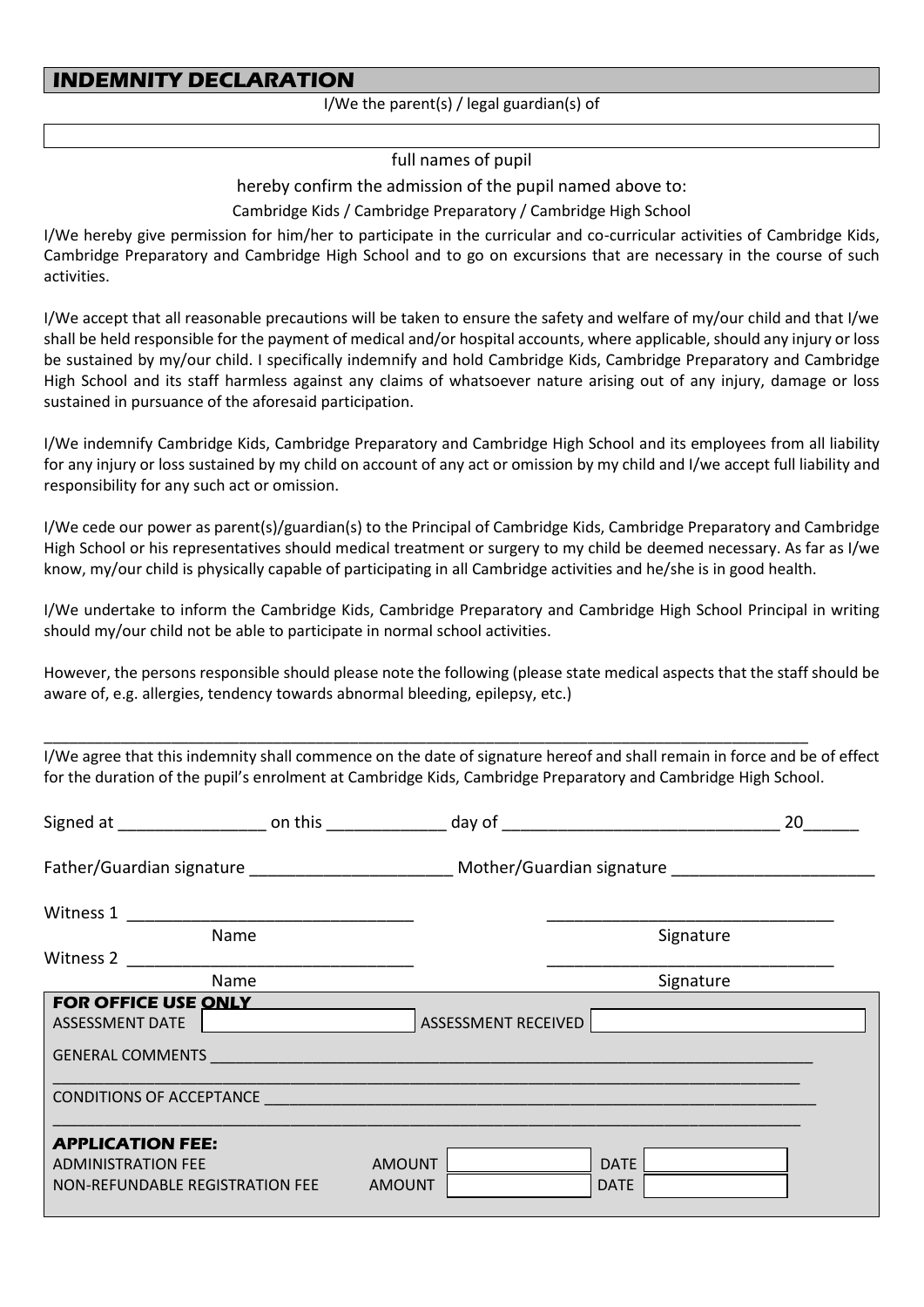## INDEMNITY DECLARATION

I/We the parent(s) / legal guardian(s) of

\_\_\_\_\_\_\_\_\_\_\_\_\_\_\_\_\_\_\_\_\_\_\_\_\_\_\_\_\_\_\_\_\_\_\_\_\_\_\_\_\_\_\_\_\_\_\_\_\_\_\_\_\_\_\_\_\_\_\_\_

full names of pupil

hereby confirm the admission of the pupil named above to:

Cambridge Kids / Cambridge Preparatory / Cambridge High School

I/We hereby give permission for him/her to participate in the curricular and co-curricular activities of Cambridge Kids, Cambridge Preparatory and Cambridge High School and to go on excursions that are necessary in the course of such activities.

I/We accept that all reasonable precautions will be taken to ensure the safety and welfare of my/our child and that I/we shall be held responsible for the payment of medical and/or hospital accounts, where applicable, should any injury or loss be sustained by my/our child. I specifically indemnify and hold Cambridge Kids, Cambridge Preparatory and Cambridge High School and its staff harmless against any claims of whatsoever nature arising out of any injury, damage or loss sustained in pursuance of the aforesaid participation.

I/We indemnify Cambridge Kids, Cambridge Preparatory and Cambridge High School and its employees from all liability for any injury or loss sustained by my child on account of any act or omission by my child and I/we accept full liability and responsibility for any such act or omission.

I/We cede our power as parent(s)/guardian(s) to the Principal of Cambridge Kids, Cambridge Preparatory and Cambridge High School or his representatives should medical treatment or surgery to my child be deemed necessary. As far as I/we know, my/our child is physically capable of participating in all Cambridge activities and he/she is in good health.

I/We undertake to inform the Cambridge Kids, Cambridge Preparatory and Cambridge High School Principal in writing should my/our child not be able to participate in normal school activities.

However, the persons responsible should please note the following (please state medical aspects that the staff should be aware of, e.g. allergies, tendency towards abnormal bleeding, epilepsy, etc.)

\_\_\_\_\_\_\_\_\_\_\_\_\_\_\_\_\_\_\_\_\_\_\_\_\_\_\_\_\_\_\_\_\_\_\_\_\_\_\_\_\_\_\_\_\_\_\_\_\_\_\_\_\_\_\_\_\_\_\_\_\_\_\_\_\_\_\_\_\_\_\_\_

I/We agree that this indemnity shall commence on the date of signature hereof and shall remain in force and be of effect for the duration of the pupil's enrolment at Cambridge Kids, Cambridge Preparatory and Cambridge High School.

Signed at \_\_\_\_\_\_\_\_\_\_\_\_\_\_\_\_ on this \_\_\_\_\_\_\_\_\_\_\_\_\_ day of \_\_\_\_\_\_\_\_\_\_\_\_\_\_\_\_\_\_\_\_\_\_\_\_\_\_\_\_\_\_ 20\_\_\_\_\_\_

Father/Guardian signature \_\_\_\_\_\_\_\_\_\_\_\_\_\_\_\_\_\_\_\_\_\_ Mother/Guardian signature \_\_\_\_\_\_\_\_\_\_\_\_\_\_\_\_\_\_\_\_\_\_

Witness 1 \_\_\_\_\_\_\_\_\_\_\_\_\_\_\_\_\_\_\_\_\_\_\_\_\_\_\_\_\_\_\_ \_\_\_\_\_\_\_\_\_\_\_\_\_\_\_\_\_\_\_\_\_\_\_\_\_\_\_\_\_\_\_

Name Signature

Witness 2 \_\_\_\_\_\_\_\_\_\_\_\_\_\_\_\_\_\_\_\_\_\_\_\_\_\_\_\_\_\_\_ \_\_\_\_\_\_\_\_\_\_\_\_\_\_\_\_\_\_\_\_\_\_\_\_\_\_\_\_\_\_\_

Name Signature

**FOR OFFICE USE ONLY**

ASSESSMENT DATE \_\_\_\_\_\_\_\_\_\_\_\_\_\_\_\_ ASSESSMENT RECEIVED \_\_\_\_\_\_\_\_\_\_\_\_\_\_\_\_

GENERAL COMMENTS \_\_\_\_\_\_\_\_\_\_\_\_\_\_\_\_\_\_\_\_\_\_\_\_\_\_\_\_\_\_\_\_\_\_\_\_\_\_\_\_\_\_\_\_\_\_\_\_\_\_\_\_\_\_\_\_

\_\_\_\_\_\_\_\_\_\_\_\_\_\_\_\_\_\_\_\_\_\_\_\_\_\_\_\_\_\_\_\_\_\_\_\_\_\_\_\_\_\_\_\_\_\_\_\_\_\_\_\_\_\_\_\_\_\_\_\_\_\_\_\_\_\_\_\_\_\_\_\_

CONDITIONS OF ACCEPTANCE \_\_\_\_\_\_\_\_\_\_\_\_\_\_\_\_\_\_\_\_\_\_\_\_\_\_\_\_\_\_\_\_\_\_\_\_\_\_\_\_\_\_\_\_\_\_\_\_\_\_

\_\_\_\_\_\_\_\_\_\_\_\_\_\_\_\_\_\_\_\_\_\_\_\_\_\_\_\_\_\_\_\_\_\_\_\_\_\_\_\_\_\_\_\_\_\_\_\_\_\_\_\_\_\_\_\_\_\_\_\_\_\_\_\_\_\_\_\_\_\_\_\_

**APPLICATION FEE:**

| | | | | |
|---|---|---|---|---|
| ADMINISTRATION FEE | AMOUNT | | DATE | |
| NON-REFUNDABLE REGISTRATION FEE | AMOUNT | | DATE | |